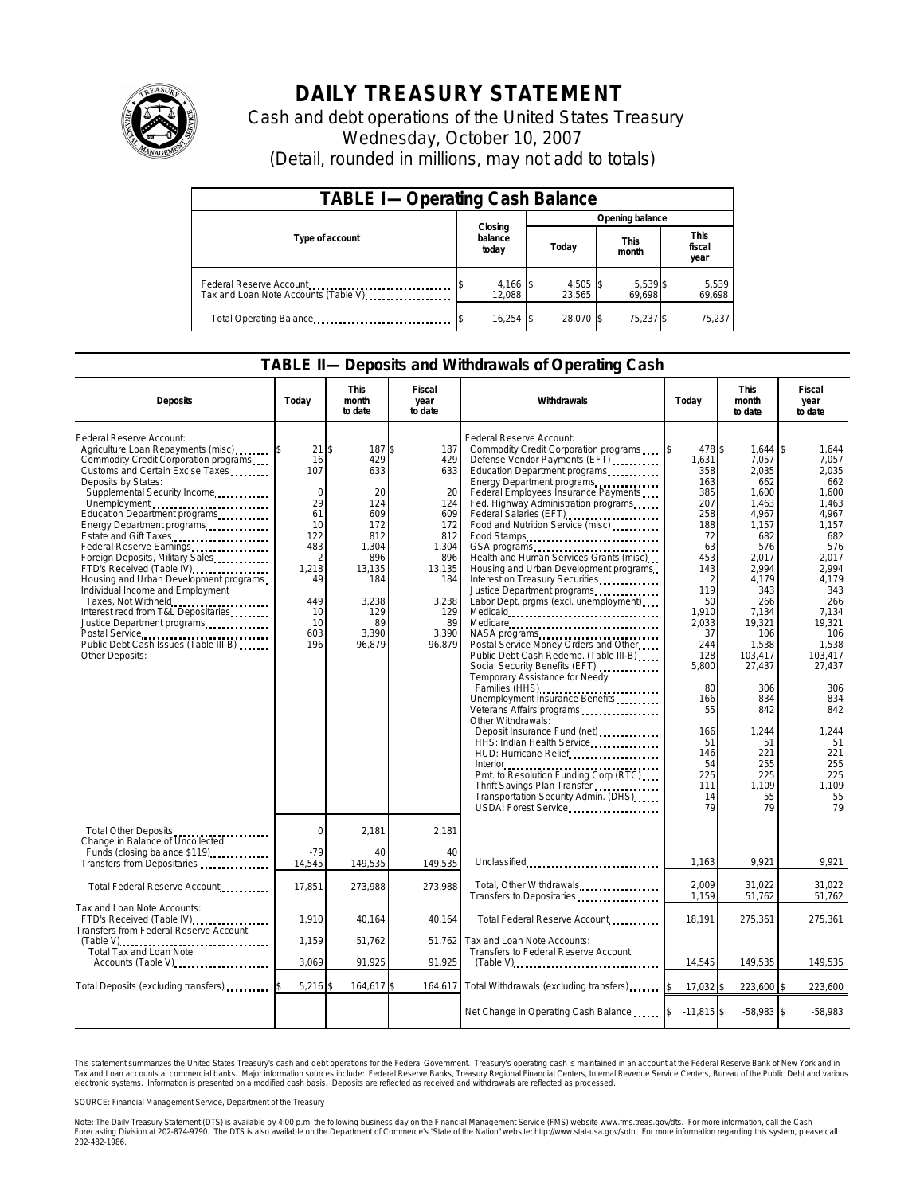# DAILY TREASURY STATEMENT

Cash and debt operations of the United States Treasury
Wednesday, October 10, 2007
(Detail, rounded in millions, may not add to totals)

| TABLE I—Operating Cash Balance | | | | |
|---|---|---|---|---|
| Type of account | Closing balance today | Opening balance | | |
| | | Today | This month | This fiscal year |
| Federal Reserve Account | $ 4,166 | $ 4,505 | $ 5,539 | $ 5,539 |
| Tax and Loan Note Accounts (Table V) | 12,088 | 23,565 | 69,698 | 69,698 |
| Total Operating Balance | $ 16,254 | $ 28,070 | $ 75,237 | $ 75,237 |

## TABLE II—Deposits and Withdrawals of Operating Cash

| Deposits | Today | This month to date | Fiscal year to date |
|---|---|---|---|
| Federal Reserve Account: | | | |
| Agriculture Loan Repayments (misc) | $ 21 | $ 187 | $ 187 |
| Commodity Credit Corporation programs | 16 | 429 | 429 |
| Customs and Certain Excise Taxes | 107 | 633 | 633 |
| Deposits by States: | | | |
| Supplemental Security Income | 0 | 20 | 20 |
| Unemployment | 29 | 124 | 124 |
| Education Department programs | 61 | 609 | 609 |
| Energy Department programs | 10 | 172 | 172 |
| Estate and Gift Taxes | 122 | 812 | 812 |
| Federal Reserve Earnings | 483 | 1,304 | 1,304 |
| Foreign Deposits, Military Sales | 2 | 896 | 896 |
| FTD's Received (Table IV) | 1,218 | 13,135 | 13,135 |
| Housing and Urban Development programs | 49 | 184 | 184 |
| Individual Income and Employment Taxes, Not Withheld | 449 | 3,238 | 3,238 |
| Interest recd from T&L Depositaries | 10 | 129 | 129 |
| Justice Department programs | 10 | 89 | 89 |
| Postal Service | 603 | 3,390 | 3,390 |
| Public Debt Cash Issues (Table III-B) | 196 | 96,879 | 96,879 |
| Other Deposits: | | | |
| Total Other Deposits | 0 | 2,181 | 2,181 |
| Change in Balance of Uncollected Funds (closing balance $119) | -79 | 40 | 40 |
| Transfers from Depositaries | 14,545 | 149,535 | 149,535 |
| Total Federal Reserve Account | 17,851 | 273,988 | 273,988 |
| Tax and Loan Note Accounts: | | | |
| FTD's Received (Table IV) | 1,910 | 40,164 | 40,164 |
| Transfers from Federal Reserve Account (Table V) | 1,159 | 51,762 | 51,762 |
| Total Tax and Loan Note Accounts (Table V) | 3,069 | 91,925 | 91,925 |
| Total Deposits (excluding transfers) | $ 5,216 | $ 164,617 | $ 164,617 |

| Withdrawals | Today | This month to date | Fiscal year to date |
|---|---|---|---|
| Federal Reserve Account: | | | |
| Commodity Credit Corporation programs | $ 478 | $ 1,644 | $ 1,644 |
| Defense Vendor Payments (EFT) | 1,631 | 7,057 | 7,057 |
| Education Department programs | 358 | 2,035 | 2,035 |
| Energy Department programs | 163 | 662 | 662 |
| Federal Employees Insurance Payments | 385 | 1,600 | 1,600 |
| Fed. Highway Administration programs | 207 | 1,463 | 1,463 |
| Federal Salaries (EFT) | 258 | 4,967 | 4,967 |
| Food and Nutrition Service (misc) | 188 | 1,157 | 1,157 |
| Food Stamps | 72 | 682 | 682 |
| GSA programs | 63 | 576 | 576 |
| Health and Human Services Grants (misc) | 453 | 2,017 | 2,017 |
| Housing and Urban Development programs | 143 | 2,994 | 2,994 |
| Interest on Treasury Securities | 2 | 4,179 | 4,179 |
| Justice Department programs | 119 | 343 | 343 |
| Labor Dept. prgms (excl. unemployment) | 50 | 266 | 266 |
| Medicaid | 1,910 | 7,134 | 7,134 |
| Medicare | 2,033 | 19,321 | 19,321 |
| NASA programs | 37 | 106 | 106 |
| Postal Service Money Orders and Other | 244 | 1,538 | 1,538 |
| Public Debt Cash Redemp. (Table III-B) | 128 | 103,417 | 103,417 |
| Social Security Benefits (EFT) | 5,800 | 27,437 | 27,437 |
| Temporary Assistance for Needy Families (HHS) | 80 | 306 | 306 |
| Unemployment Insurance Benefits | 166 | 834 | 834 |
| Veterans Affairs programs | 55 | 842 | 842 |
| Other Withdrawals: | | | |
| Deposit Insurance Fund (net) | 166 | 1,244 | 1,244 |
| HHS: Indian Health Service | 51 | 51 | 51 |
| HUD: Hurricane Relief | 146 | 221 | 221 |
| Interior | 54 | 255 | 255 |
| Pmt. to Resolution Funding Corp (RTC) | 225 | 225 | 225 |
| Thrift Savings Plan Transfer | 111 | 1,109 | 1,109 |
| Transportation Security Admin. (DHS) | 14 | 55 | 55 |
| USDA: Forest Service | 79 | 79 | 79 |
| Unclassified | 1,163 | 9,921 | 9,921 |
| Total, Other Withdrawals | 2,009 | 31,022 | 31,022 |
| Transfers to Depositaries | 1,159 | 51,762 | 51,762 |
| Total Federal Reserve Account | 18,191 | 275,361 | 275,361 |
| Tax and Loan Note Accounts: | | | |
| Transfers to Federal Reserve Account (Table V) | 14,545 | 149,535 | 149,535 |
| Total Withdrawals (excluding transfers) | $ 17,032 | $ 223,600 | $ 223,600 |
| Net Change in Operating Cash Balance | $ -11,815 | $ -58,983 | $ -58,983 |

This statement summarizes the United States Treasury's cash and debt operations for the Federal Government. Treasury's operating cash is maintained in an account at the Federal Reserve Bank of New York and in Tax and Loan accounts at commercial banks. Major information sources include: Federal Reserve Banks, Treasury Regional Financial Centers, Internal Revenue Service Centers, Bureau of the Public Debt and various electronic systems. Information is presented on a modified cash basis. Deposits are reflected as received and withdrawals are reflected as processed.

SOURCE: Financial Management Service, Department of the Treasury

Note: The Daily Treasury Statement (DTS) is available by 4:00 p.m. the following business day on the Financial Management Service (FMS) website www.fms.treas.gov/dts. For more information, call the Cash Forecasting Division at 202-874-9790. The DTS is also available on the Department of Commerce's "State of the Nation" website: http://www.stat-usa.gov/sotn. For more information regarding this system, please call 202-482-1986.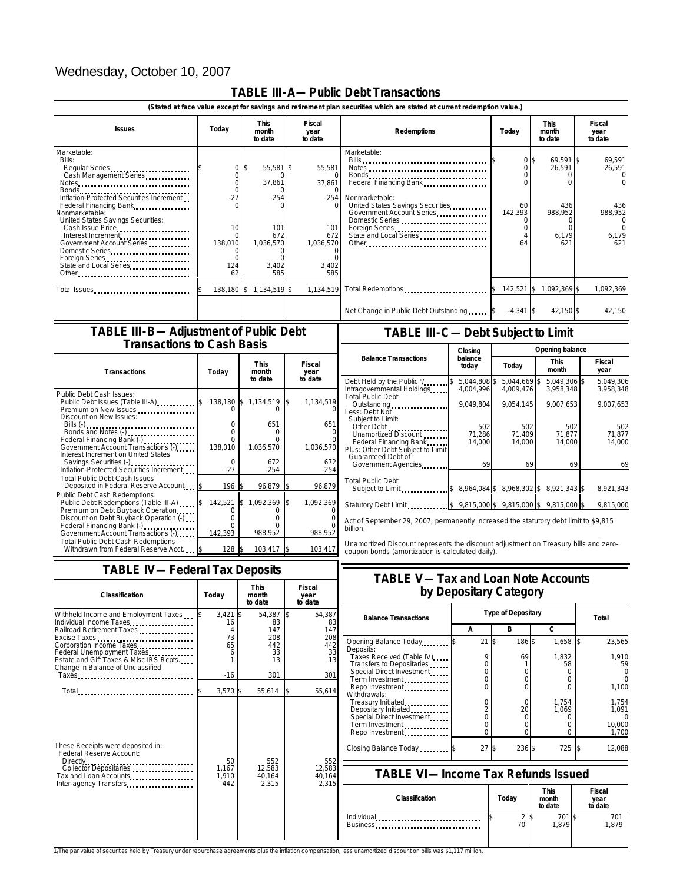Wednesday, October 10, 2007

## TABLE III-A— Public Debt Transactions

(Stated at face value except for savings and retirement plan securities which are stated at current redemption value.)

| Issues | Today | This month to date | Fiscal year to date | Redemptions | Today | This month to date | Fiscal year to date |
|---|---|---|---|---|---|---|---|
| Marketable: | | | | Marketable: | | | |
| Bills: | | | | Bills | $ 0 | $ 69,591 | $ 69,591 |
| Regular Series | $ 0 | $ 55,581 | $ 55,581 | Notes | 0 | 26,591 | 26,591 |
| Cash Management Series | 0 | 0 | 0 | Bonds | 0 | 0 | 0 |
| Notes | 0 | 37,861 | 37,861 | Federal Financing Bank | 0 | 0 | 0 |
| Bonds | 0 | 0 | 0 | | | | |
| Inflation-Protected Securities Increment | -27 | -254 | -254 | Nonmarketable: | | | |
| Federal Financing Bank | 0 | 0 | 0 | United States Savings Securities | 60 | 436 | 436 |
| Nonmarketable: | | | | Government Account Series | 142,393 | 988,952 | 988,952 |
| United States Savings Securities: | | | | Domestic Series | 0 | 0 | 0 |
| Cash Issue Price | 10 | 101 | 101 | Foreign Series | 0 | 0 | 0 |
| Interest Increment | 0 | 672 | 672 | State and Local Series | 4 | 6,179 | 6,179 |
| Government Account Series | 138,010 | 1,036,570 | 1,036,570 | Other | 64 | 621 | 621 |
| Domestic Series | 0 | 0 | 0 | | | | |
| Foreign Series | 0 | 0 | 0 | | | | |
| State and Local Series | 124 | 3,402 | 3,402 | | | | |
| Other | 62 | 585 | 585 | | | | |
| Total Issues | $ 138,180 | $ 1,134,519 | $ 1,134,519 | Total Redemptions | $ 142,521 | $ 1,092,369 | $ 1,092,369 |
| | | | | Net Change in Public Debt Outstanding | $ -4,341 | $ 42,150 | $ 42,150 |

## TABLE III-B— Adjustment of Public Debt Transactions to Cash Basis

| Transactions | Today | This month to date | Fiscal year to date |
|---|---|---|---|
| Public Debt Cash Issues: | | | |
| Public Debt Issues (Table III-A) | $ 138,180 | $ 1,134,519 | $ 1,134,519 |
| Premium on New Issues | 0 | 0 | 0 |
| Discount on New Issues: | | | |
| Bills (-) | 0 | 651 | 651 |
| Bonds and Notes (-) | 0 | 0 | 0 |
| Federal Financing Bank (-) | 0 | 0 | 0 |
| Government Account Transactions (-) | 138,010 | 1,036,570 | 1,036,570 |
| Interest Increment on United States Savings Securities (-) | 0 | 672 | 672 |
| Inflation-Protected Securities Increment | -27 | -254 | -254 |
| Total Public Debt Cash Issues Deposited in Federal Reserve Account | $ 196 | $ 96,879 | $ 96,879 |
| Public Debt Cash Redemptions: | | | |
| Public Debt Redemptions (Table III-A) | $ 142,521 | $ 1,092,369 | $ 1,092,369 |
| Premium on Debt Buyback Operation | 0 | 0 | 0 |
| Discount on Debt Buyback Operation (-) | 0 | 0 | 0 |
| Federal Financing Bank (-) | 0 | 0 | 0 |
| Government Account Transactions (-) | 142,393 | 988,952 | 988,952 |
| Total Public Debt Cash Redemptions Withdrawn from Federal Reserve Acct. | $ 128 | $ 103,417 | $ 103,417 |

## TABLE III-C — Debt Subject to Limit

| Balance Transactions | Closing balance today | Opening balance Today | Opening balance This month | Opening balance Fiscal year |
|---|---|---|---|---|
| Debt Held by the Public 1/ | $ 5,044,808 | $ 5,044,669 | $ 5,049,306 | $ 5,049,306 |
| Intragovernmental Holdings | 4,004,996 | 4,009,476 | 3,958,348 | 3,958,348 |
| Total Public Debt Outstanding | 9,049,804 | 9,054,145 | 9,007,653 | 9,007,653 |
| Less: Debt Not Subject to Limit: | | | | |
| Other Debt | 502 | 502 | 502 | 502 |
| Unamortized Discount | 71,286 | 71,409 | 71,877 | 71,877 |
| Federal Financing Bank | 14,000 | 14,000 | 14,000 | 14,000 |
| Plus: Other Debt Subject to Limit | | | | |
| Guaranteed Debt of Government Agencies | 69 | 69 | 69 | 69 |
| Total Public Debt Subject to Limit | $ 8,964,084 | $ 8,968,302 | $ 8,921,343 | $ 8,921,343 |
| Statutory Debt Limit | $ 9,815,000 | $ 9,815,000 | $ 9,815,000 | $ 9,815,000 |

Act of September 29, 2007, permanently increased the statutory debt limit to $9,815 billion.

Unamortized Discount represents the discount adjustment on Treasury bills and zero-coupon bonds (amortization is calculated daily).

## TABLE IV— Federal Tax Deposits

| Classification | Today | This month to date | Fiscal year to date |
|---|---|---|---|
| Withheld Income and Employment Taxes | $ 3,421 | $ 54,387 | $ 54,387 |
| Individual Income Taxes | 16 | 83 | 83 |
| Railroad Retirement Taxes | 4 | 147 | 147 |
| Excise Taxes | 73 | 208 | 208 |
| Corporation Income Taxes | 65 | 442 | 442 |
| Federal Unemployment Taxes | 6 | 33 | 33 |
| Estate and Gift Taxes & Misc IRS Rcpts. | 1 | 13 | 13 |
| Change in Balance of Unclassified Taxes | -16 | 301 | 301 |
| Total | $ 3,570 | $ 55,614 | $ 55,614 |
| These Receipts were deposited in: | | | |
| Federal Reserve Account: | | | |
| Directly | 50 | 552 | 552 |
| Collector Depositaries | 1,167 | 12,583 | 12,583 |
| Tax and Loan Accounts | 1,910 | 40,164 | 40,164 |
| Inter-agency Transfers | 442 | 2,315 | 2,315 |

## TABLE V— Tax and Loan Note Accounts by Depositary Category

| Balance Transactions | Type of Depositary A | Type of Depositary B | Type of Depositary C | Total |
|---|---|---|---|---|
| Opening Balance Today | $ 21 | $ 186 | $ 1,658 | $ 23,565 |
| Deposits: | | | | |
| Taxes Received (Table IV) | 9 | 69 | 1,832 | 1,910 |
| Transfers to Depositaries | 0 | 1 | 58 | 59 |
| Special Direct Investment | 0 | 0 | 0 | 0 |
| Term Investment | 0 | 0 | 0 | 0 |
| Repo Investment | 0 | 0 | 0 | 1,100 |
| Withdrawals: | | | | |
| Treasury Initiated | 0 | 0 | 1,754 | 1,754 |
| Depositary Initiated | 2 | 20 | 1,069 | 1,091 |
| Special Direct Investment | 0 | 0 | 0 | 0 |
| Term Investment | 0 | 0 | 0 | 10,000 |
| Repo Investment | 0 | 0 | 0 | 1,700 |
| Closing Balance Today | $ 27 | $ 236 | $ 725 | $ 12,088 |

## TABLE VI— Income Tax Refunds Issued

| Classification | Today | This month to date | Fiscal year to date |
|---|---|---|---|
| Individual | $ 2 | $ 701 | $ 701 |
| Business | 70 | 1,879 | 1,879 |

1/The par value of securities held by Treasury under repurchase agreements plus the inflation compensation, less unamortized discount on bills was $1,117 million.